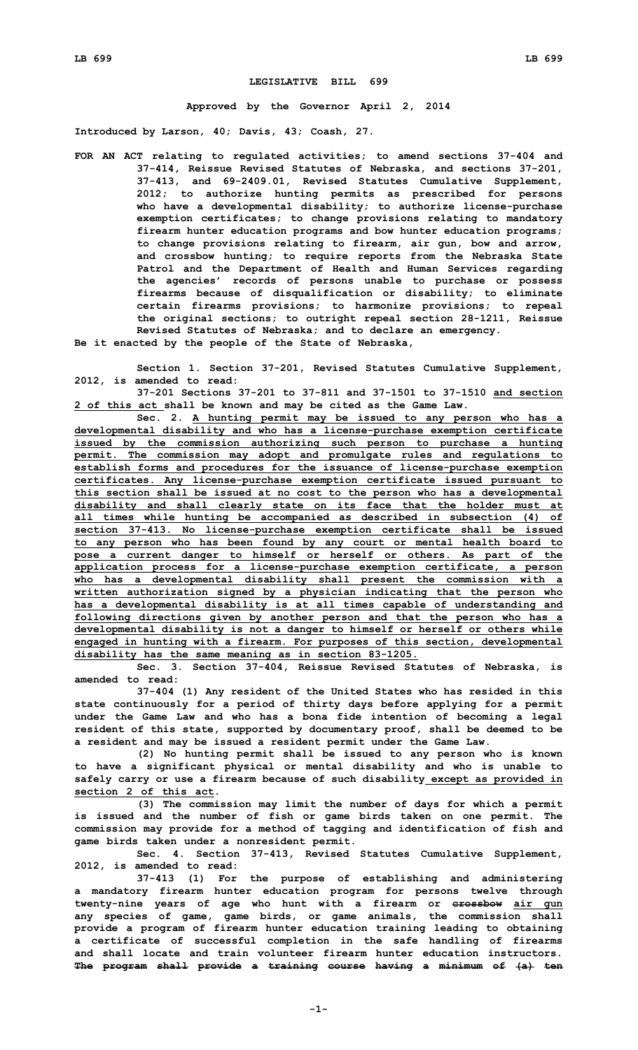# LEGISLATIVE BILL 699

**Approved by the Governor April 2, 2014**

**Introduced by Larson, 40; Davis, 43; Coash, 27.**

**FOR AN ACT relating to regulated activities; to amend sections 37-404 and 37-414, Reissue Revised Statutes of Nebraska, and sections 37-201, 37-413, and 69-2409.01, Revised Statutes Cumulative Supplement, 2012; to authorize hunting permits as prescribed for persons who have a developmental disability; to authorize license-purchase exemption certificates; to change provisions relating to mandatory firearm hunter education programs and bow hunter education programs; to change provisions relating to firearm, air gun, bow and arrow, and crossbow hunting; to require reports from the Nebraska State Patrol and the Department of Health and Human Services regarding the agencies' records of persons unable to purchase or possess firearms because of disqualification or disability; to eliminate certain firearms provisions; to harmonize provisions; to repeal the original sections; to outright repeal section 28-1211, Reissue Revised Statutes of Nebraska; and to declare an emergency.**

**Be it enacted by the people of the State of Nebraska,**

**Section 1. Section 37-201, Revised Statutes Cumulative Supplement, 2012, is amended to read:**

**37-201 Sections 37-201 to 37-811 and 37-1501 to 37-1510 <u>and section 2 of this act</u> shall be known and may be cited as the Game Law.**

**Sec. 2. <u>A hunting permit may be issued to any person who has a developmental disability and who has a license-purchase exemption certificate issued by the commission authorizing such person to purchase a hunting permit. The commission may adopt and promulgate rules and regulations to establish forms and procedures for the issuance of license-purchase exemption certificates. Any license-purchase exemption certificate issued pursuant to this section shall be issued at no cost to the person who has a developmental disability and shall clearly state on its face that the holder must at all times while hunting be accompanied as described in subsection (4) of section 37-413. No license-purchase exemption certificate shall be issued to any person who has been found by any court or mental health board to pose a current danger to himself or herself or others. As part of the application process for a license-purchase exemption certificate, a person who has a developmental disability shall present the commission with a written authorization signed by a physician indicating that the person who has a developmental disability is at all times capable of understanding and following directions given by another person and that the person who has a developmental disability is not a danger to himself or herself or others while engaged in hunting with a firearm. For purposes of this section, developmental disability has the same meaning as in section 83-1205.</u>**

**Sec. 3. Section 37-404, Reissue Revised Statutes of Nebraska, is amended to read:**

**37-404 (1) Any resident of the United States who has resided in this state continuously for a period of thirty days before applying for a permit under the Game Law and who has a bona fide intention of becoming a legal resident of this state, supported by documentary proof, shall be deemed to be a resident and may be issued a resident permit under the Game Law.**

**(2) No hunting permit shall be issued to any person who is known to have a significant physical or mental disability and who is unable to safely carry or use a firearm because of such disability <u>except as provided in section 2 of this act</u>.**

**(3) The commission may limit the number of days for which a permit is issued and the number of fish or game birds taken on one permit. The commission may provide for a method of tagging and identification of fish and game birds taken under a nonresident permit.**

**Sec. 4. Section 37-413, Revised Statutes Cumulative Supplement, 2012, is amended to read:**

**37-413 (1) For the purpose of establishing and administering a mandatory firearm hunter education program for persons twelve through twenty-nine years of age who hunt with a firearm or ~~crossbow~~ <u>air gun</u> any species of game, game birds, or game animals, the commission shall provide a program of firearm hunter education training leading to obtaining a certificate of successful completion in the safe handling of firearms and shall locate and train volunteer firearm hunter education instructors. ~~The program shall provide a training course having a minimum of (a) ten~~**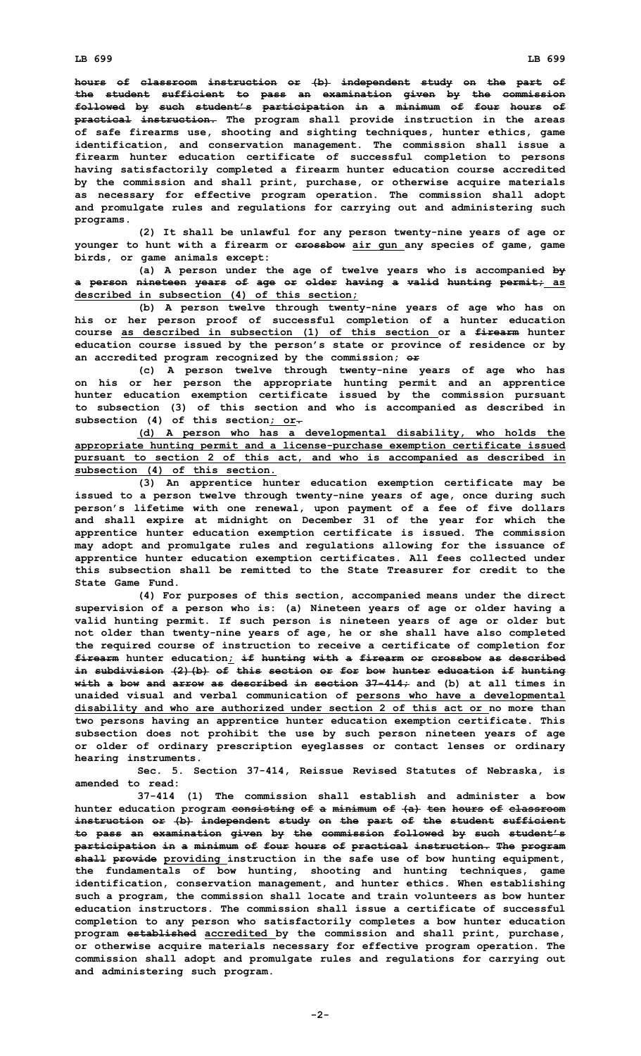~~hours of classroom instruction or (b) independent study on the part of the student sufficient to pass an examination given by the commission followed by such student's participation in a minimum of four hours of practical instruction.~~ The program shall provide instruction in the areas of safe firearms use, shooting and sighting techniques, hunter ethics, game identification, and conservation management. The commission shall issue a firearm hunter education certificate of successful completion to persons having satisfactorily completed a firearm hunter education course accredited by the commission and shall print, purchase, or otherwise acquire materials as necessary for effective program operation. The commission shall adopt and promulgate rules and regulations for carrying out and administering such programs.

(2) It shall be unlawful for any person twenty-nine years of age or younger to hunt with a firearm or ~~crossbow~~ <u>air gun</u> any species of game, game birds, or game animals except:

(a) A person under the age of twelve years who is accompanied ~~by a person nineteen years of age or older having a valid hunting permit;~~ <u>as described in subsection (4) of this section;</u>

(b) A person twelve through twenty-nine years of age who has on his or her person proof of successful completion of a hunter education course <u>as described in subsection (1) of this section</u> or a ~~firearm~~ hunter education course issued by the person's state or province of residence or by an accredited program recognized by the commission; ~~or~~

(c) A person twelve through twenty-nine years of age who has on his or her person the appropriate hunting permit and an apprentice hunter education exemption certificate issued by the commission pursuant to subsection (3) of this section and who is accompanied as described in subsection (4) of this section<u>; or</u>~~.~~

<u>(d) A person who has a developmental disability, who holds the appropriate hunting permit and a license-purchase exemption certificate issued pursuant to section 2 of this act, and who is accompanied as described in subsection (4) of this section.</u>

(3) An apprentice hunter education exemption certificate may be issued to a person twelve through twenty-nine years of age, once during such person's lifetime with one renewal, upon payment of a fee of five dollars and shall expire at midnight on December 31 of the year for which the apprentice hunter education exemption certificate is issued. The commission may adopt and promulgate rules and regulations allowing for the issuance of apprentice hunter education exemption certificates. All fees collected under this subsection shall be remitted to the State Treasurer for credit to the State Game Fund.

(4) For purposes of this section, accompanied means under the direct supervision of a person who is: (a) Nineteen years of age or older having a valid hunting permit. If such person is nineteen years of age or older but not older than twenty-nine years of age, he or she shall have also completed the required course of instruction to receive a certificate of completion for ~~firearm~~ hunter education<u>;</u> ~~if hunting with a firearm or crossbow as described in subdivision (2)(b) of this section or for bow hunter education if hunting with a bow and arrow as described in section 37-414;~~ and (b) at all times in unaided visual and verbal communication of <u>persons who have a developmental disability and who are authorized under section 2 of this act or</u> no more than two persons having an apprentice hunter education exemption certificate. This subsection does not prohibit the use by such person nineteen years of age or older of ordinary prescription eyeglasses or contact lenses or ordinary hearing instruments.

Sec. 5. Section 37-414, Reissue Revised Statutes of Nebraska, is amended to read:

37-414 (1) The commission shall establish and administer a bow hunter education program ~~consisting of a minimum of (a) ten hours of classroom instruction or (b) independent study on the part of the student sufficient to pass an examination given by the commission followed by such student's participation in a minimum of four hours of practical instruction. The program shall provide~~ <u>providing</u> instruction in the safe use of bow hunting equipment, the fundamentals of bow hunting, shooting and hunting techniques, game identification, conservation management, and hunter ethics. When establishing such a program, the commission shall locate and train volunteers as bow hunter education instructors. The commission shall issue a certificate of successful completion to any person who satisfactorily completes a bow hunter education program ~~established~~ <u>accredited</u> by the commission and shall print, purchase, or otherwise acquire materials necessary for effective program operation. The commission shall adopt and promulgate rules and regulations for carrying out and administering such program.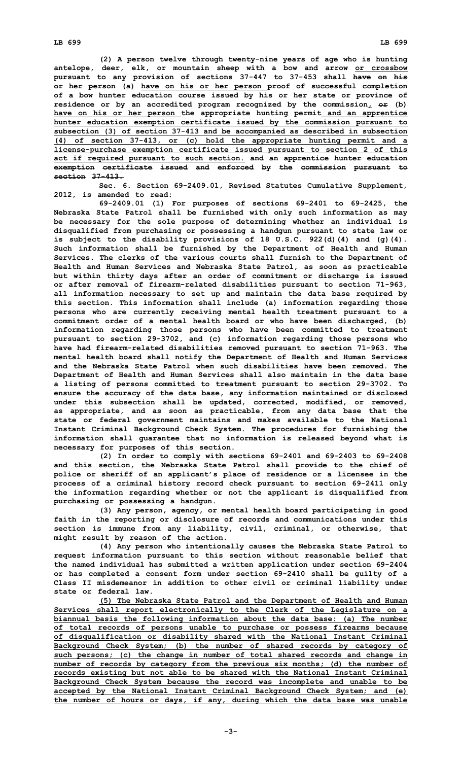(2) A person twelve through twenty-nine years of age who is hunting antelope, deer, elk, or mountain sheep with a bow and arrow or crossbow pursuant to any provision of sections 37-447 to 37-453 shall ~~have on his or her person~~ (a) have on his or her person proof of successful completion of a bow hunter education course issued by his or her state or province of residence or by an accredited program recognized by the commission, ~~or~~ (b) have on his or her person the appropriate hunting permit and an apprentice hunter education exemption certificate issued by the commission pursuant to subsection (3) of section 37-413 and be accompanied as described in subsection (4) of section 37-413, or (c) hold the appropriate hunting permit and a license-purchase exemption certificate issued pursuant to section 2 of this act if required pursuant to such section. ~~and an apprentice hunter education exemption certificate issued and enforced by the commission pursuant to section 37-413.~~

Sec. 6. Section 69-2409.01, Revised Statutes Cumulative Supplement, 2012, is amended to read:

69-2409.01 (1) For purposes of sections 69-2401 to 69-2425, the Nebraska State Patrol shall be furnished with only such information as may be necessary for the sole purpose of determining whether an individual is disqualified from purchasing or possessing a handgun pursuant to state law or is subject to the disability provisions of 18 U.S.C. 922(d)(4) and (g)(4). Such information shall be furnished by the Department of Health and Human Services. The clerks of the various courts shall furnish to the Department of Health and Human Services and Nebraska State Patrol, as soon as practicable but within thirty days after an order of commitment or discharge is issued or after removal of firearm-related disabilities pursuant to section 71-963, all information necessary to set up and maintain the data base required by this section. This information shall include (a) information regarding those persons who are currently receiving mental health treatment pursuant to a commitment order of a mental health board or who have been discharged, (b) information regarding those persons who have been committed to treatment pursuant to section 29-3702, and (c) information regarding those persons who have had firearm-related disabilities removed pursuant to section 71-963. The mental health board shall notify the Department of Health and Human Services and the Nebraska State Patrol when such disabilities have been removed. The Department of Health and Human Services shall also maintain in the data base a listing of persons committed to treatment pursuant to section 29-3702. To ensure the accuracy of the data base, any information maintained or disclosed under this subsection shall be updated, corrected, modified, or removed, as appropriate, and as soon as practicable, from any data base that the state or federal government maintains and makes available to the National Instant Criminal Background Check System. The procedures for furnishing the information shall guarantee that no information is released beyond what is necessary for purposes of this section.

(2) In order to comply with sections 69-2401 and 69-2403 to 69-2408 and this section, the Nebraska State Patrol shall provide to the chief of police or sheriff of an applicant's place of residence or a licensee in the process of a criminal history record check pursuant to section 69-2411 only the information regarding whether or not the applicant is disqualified from purchasing or possessing a handgun.

(3) Any person, agency, or mental health board participating in good faith in the reporting or disclosure of records and communications under this section is immune from any liability, civil, criminal, or otherwise, that might result by reason of the action.

(4) Any person who intentionally causes the Nebraska State Patrol to request information pursuant to this section without reasonable belief that the named individual has submitted a written application under section 69-2404 or has completed a consent form under section 69-2410 shall be guilty of a Class II misdemeanor in addition to other civil or criminal liability under state or federal law.

(5) The Nebraska State Patrol and the Department of Health and Human Services shall report electronically to the Clerk of the Legislature on a biannual basis the following information about the data base: (a) The number of total records of persons unable to purchase or possess firearms because of disqualification or disability shared with the National Instant Criminal Background Check System; (b) the number of shared records by category of such persons; (c) the change in number of total shared records and change in number of records by category from the previous six months; (d) the number of records existing but not able to be shared with the National Instant Criminal Background Check System because the record was incomplete and unable to be accepted by the National Instant Criminal Background Check System; and (e) the number of hours or days, if any, during which the data base was unable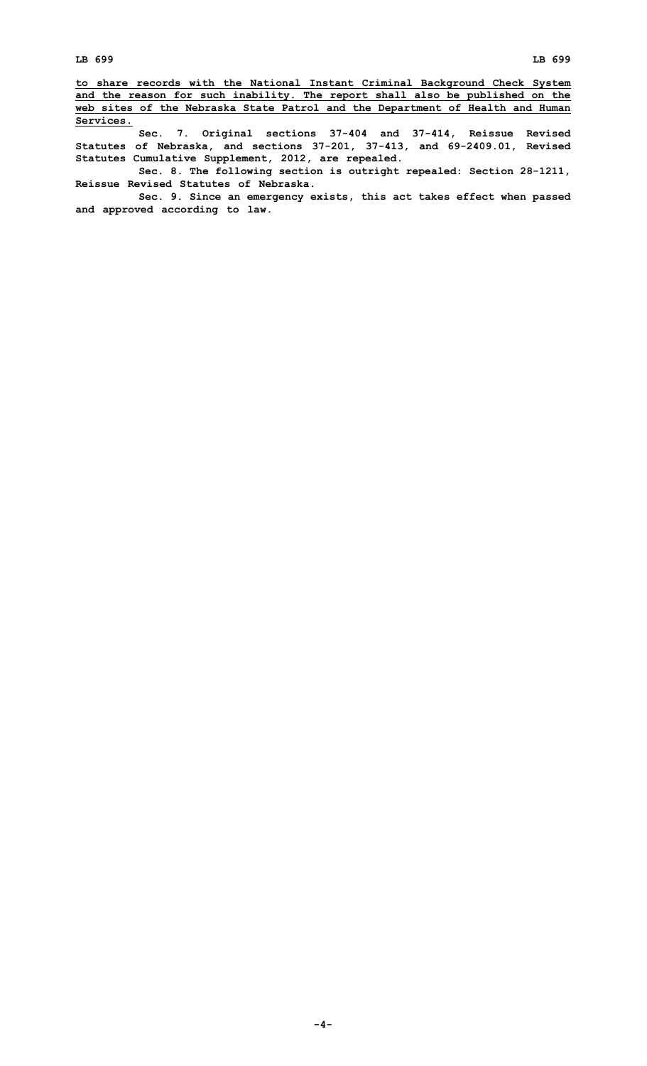to share records with the National Instant Criminal Background Check System and the reason for such inability. The report shall also be published on the web sites of the Nebraska State Patrol and the Department of Health and Human Services.

Sec. 7. Original sections 37-404 and 37-414, Reissue Revised Statutes of Nebraska, and sections 37-201, 37-413, and 69-2409.01, Revised Statutes Cumulative Supplement, 2012, are repealed.

Sec. 8. The following section is outright repealed: Section 28-1211, Reissue Revised Statutes of Nebraska.

Sec. 9. Since an emergency exists, this act takes effect when passed and approved according to law.